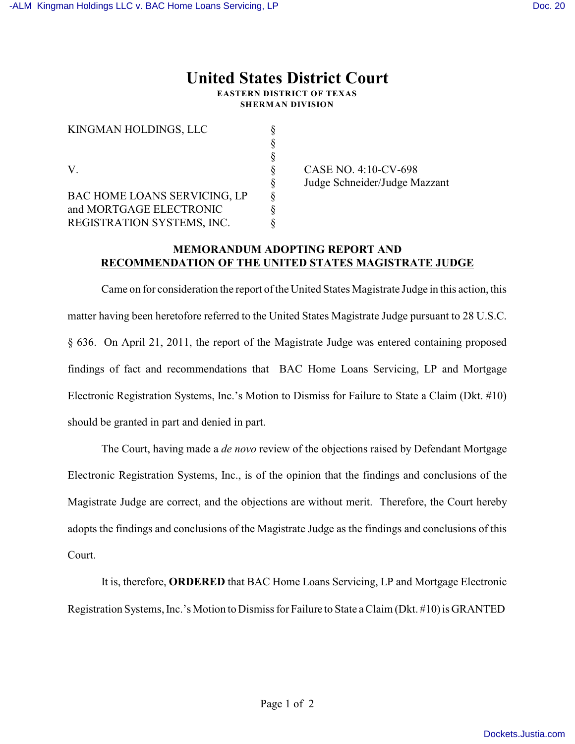# United States District Court

**EASTERN DISTRICT OF TEXAS**
**SHERMAN DIVISION**

| | | |
|---|---|---|
| KINGMAN HOLDINGS, LLC | § | |
| | § | |
| | § | |
| V. | § | CASE NO. 4:10-CV-698 |
| | § | Judge Schneider/Judge Mazzant |
| BAC HOME LOANS SERVICING, LP | § | |
| and MORTGAGE ELECTRONIC | § | |
| REGISTRATION SYSTEMS, INC. | § | |

**MEMORANDUM ADOPTING REPORT AND RECOMMENDATION OF THE UNITED STATES MAGISTRATE JUDGE**

Came on for consideration the report of the United States Magistrate Judge in this action, this matter having been heretofore referred to the United States Magistrate Judge pursuant to 28 U.S.C. § 636. On April 21, 2011, the report of the Magistrate Judge was entered containing proposed findings of fact and recommendations that BAC Home Loans Servicing, LP and Mortgage Electronic Registration Systems, Inc.'s Motion to Dismiss for Failure to State a Claim (Dkt. #10) should be granted in part and denied in part.

The Court, having made a *de novo* review of the objections raised by Defendant Mortgage Electronic Registration Systems, Inc., is of the opinion that the findings and conclusions of the Magistrate Judge are correct, and the objections are without merit. Therefore, the Court hereby adopts the findings and conclusions of the Magistrate Judge as the findings and conclusions of this Court.

It is, therefore, **ORDERED** that BAC Home Loans Servicing, LP and Mortgage Electronic Registration Systems, Inc.'s Motion to Dismiss for Failure to State a Claim (Dkt. #10) is GRANTED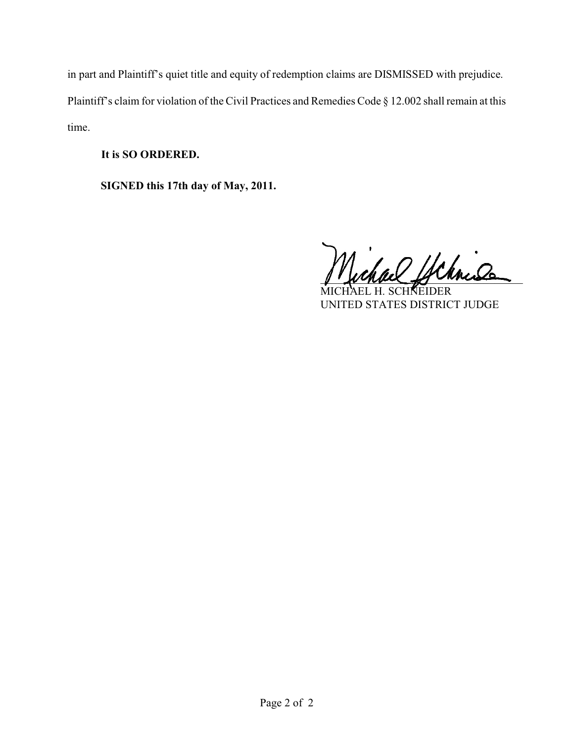in part and Plaintiff's quiet title and equity of redemption claims are DISMISSED with prejudice. Plaintiff's claim for violation of the Civil Practices and Remedies Code § 12.002 shall remain at this time.

**It is SO ORDERED.**

**SIGNED this 17th day of May, 2011.**

MICHAEL H. SCHNEIDER
UNITED STATES DISTRICT JUDGE